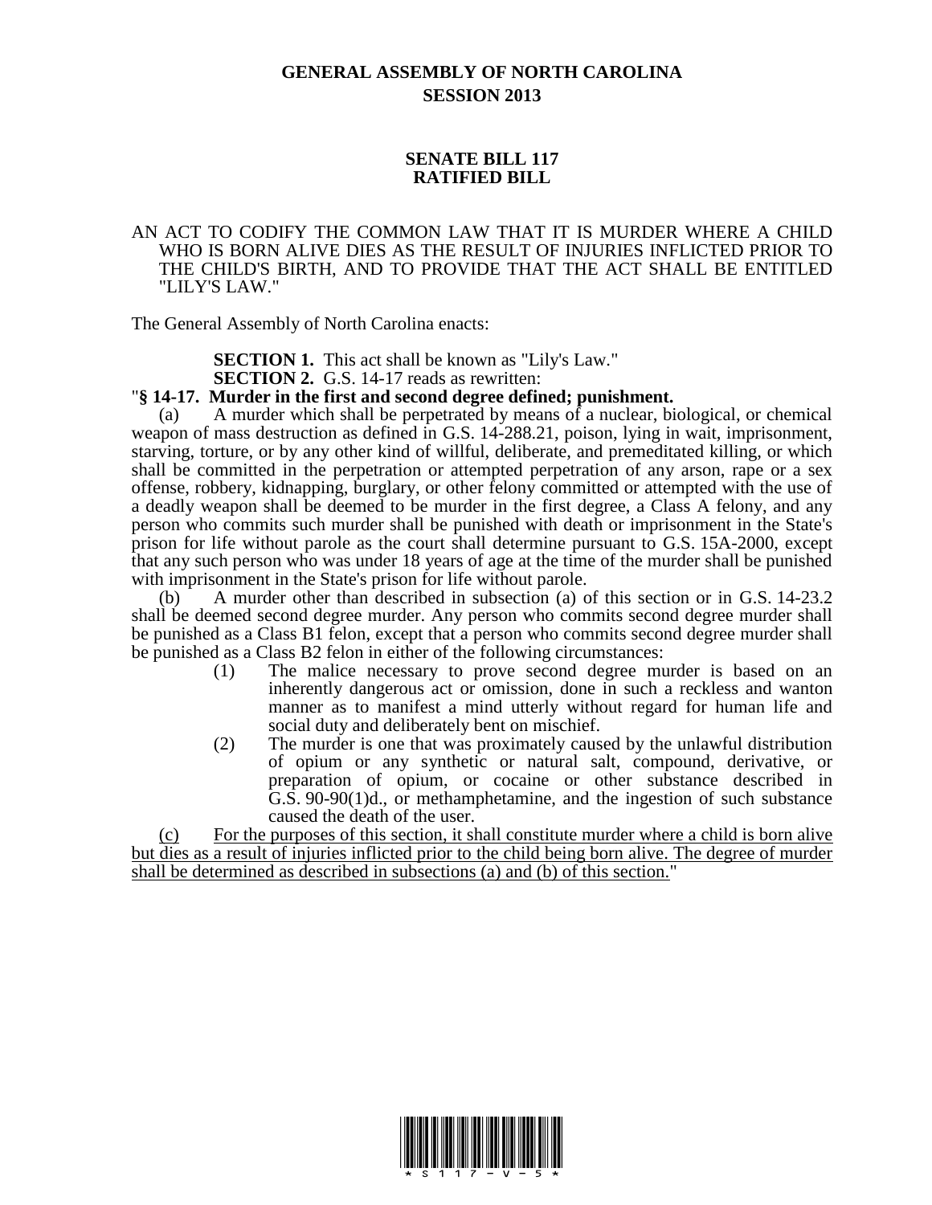# GENERAL ASSEMBLY OF NORTH CAROLINA
## SESSION 2013

## SENATE BILL 117
## RATIFIED BILL

AN ACT TO CODIFY THE COMMON LAW THAT IT IS MURDER WHERE A CHILD WHO IS BORN ALIVE DIES AS THE RESULT OF INJURIES INFLICTED PRIOR TO THE CHILD'S BIRTH, AND TO PROVIDE THAT THE ACT SHALL BE ENTITLED "LILY'S LAW."

The General Assembly of North Carolina enacts:

**SECTION 1.** This act shall be known as "Lily's Law."

**SECTION 2.** G.S. 14-17 reads as rewritten:

"**§ 14-17. Murder in the first and second degree defined; punishment.**

(a) A murder which shall be perpetrated by means of a nuclear, biological, or chemical weapon of mass destruction as defined in G.S. 14-288.21, poison, lying in wait, imprisonment, starving, torture, or by any other kind of willful, deliberate, and premeditated killing, or which shall be committed in the perpetration or attempted perpetration of any arson, rape or a sex offense, robbery, kidnapping, burglary, or other felony committed or attempted with the use of a deadly weapon shall be deemed to be murder in the first degree, a Class A felony, and any person who commits such murder shall be punished with death or imprisonment in the State's prison for life without parole as the court shall determine pursuant to G.S. 15A-2000, except that any such person who was under 18 years of age at the time of the murder shall be punished with imprisonment in the State's prison for life without parole.

(b) A murder other than described in subsection (a) of this section or in G.S. 14-23.2 shall be deemed second degree murder. Any person who commits second degree murder shall be punished as a Class B1 felon, except that a person who commits second degree murder shall be punished as a Class B2 felon in either of the following circumstances:

(1) The malice necessary to prove second degree murder is based on an inherently dangerous act or omission, done in such a reckless and wanton manner as to manifest a mind utterly without regard for human life and social duty and deliberately bent on mischief.

(2) The murder is one that was proximately caused by the unlawful distribution of opium or any synthetic or natural salt, compound, derivative, or preparation of opium, or cocaine or other substance described in G.S. 90-90(1)d., or methamphetamine, and the ingestion of such substance caused the death of the user.

<u>(c) For the purposes of this section, it shall constitute murder where a child is born alive but dies as a result of injuries inflicted prior to the child being born alive. The degree of murder shall be determined as described in subsections (a) and (b) of this section.</u>"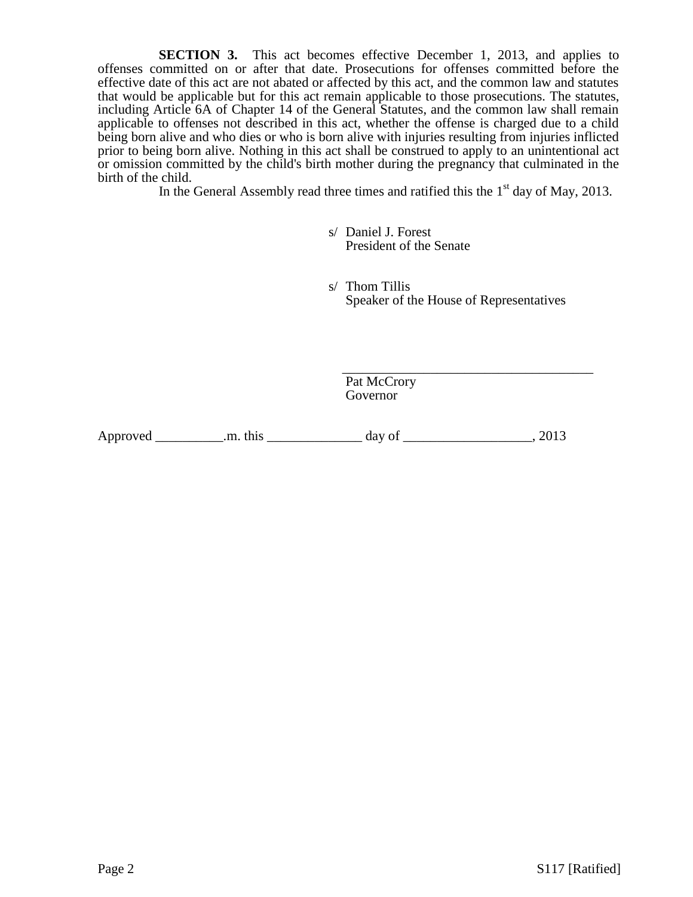**SECTION 3.** This act becomes effective December 1, 2013, and applies to offenses committed on or after that date. Prosecutions for offenses committed before the effective date of this act are not abated or affected by this act, and the common law and statutes that would be applicable but for this act remain applicable to those prosecutions. The statutes, including Article 6A of Chapter 14 of the General Statutes, and the common law shall remain applicable to offenses not described in this act, whether the offense is charged due to a child being born alive and who dies or who is born alive with injuries resulting from injuries inflicted prior to being born alive. Nothing in this act shall be construed to apply to an unintentional act or omission committed by the child's birth mother during the pregnancy that culminated in the birth of the child.

In the General Assembly read three times and ratified this the 1st day of May, 2013.

s/ Daniel J. Forest
President of the Senate

s/ Thom Tillis
Speaker of the House of Representatives

\_\_\_\_\_\_\_\_\_\_\_\_\_\_\_\_\_\_\_\_\_\_\_\_\_\_\_\_\_\_\_\_\_\_\_\_\_\_
Pat McCrory
Governor

Approved \_\_\_\_\_\_\_\_\_\_.m. this \_\_\_\_\_\_\_\_\_\_\_\_\_\_ day of \_\_\_\_\_\_\_\_\_\_\_\_\_\_\_\_\_\_\_, 2013